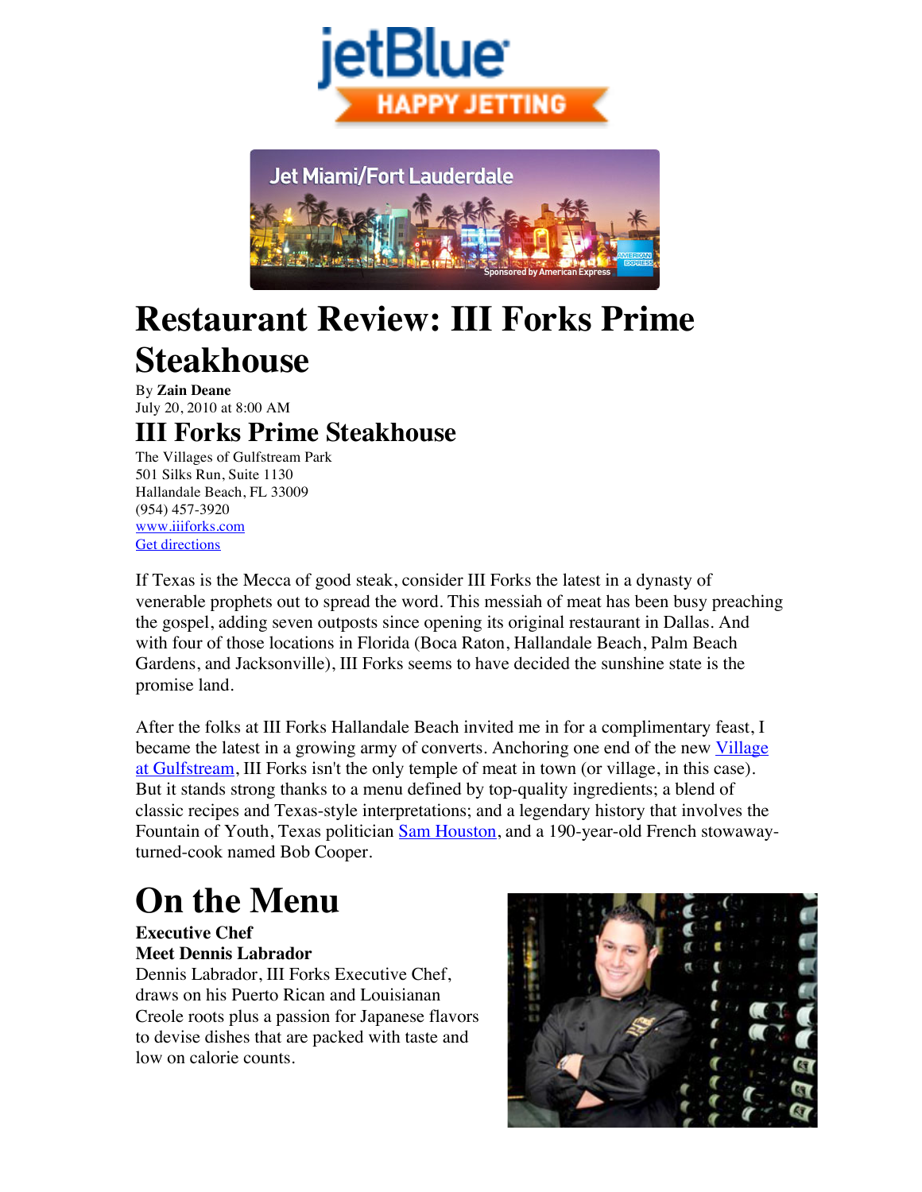# Restaurant Review: III Forks Prime Steakhouse

By **Zain Deane**
July 20, 2010 at 8:00 AM

## III Forks Prime Steakhouse

The Villages of Gulfstream Park
501 Silks Run, Suite 1130
Hallandale Beach, FL 33009
(954) 457-3920
www.iiiforks.com
Get directions

If Texas is the Mecca of good steak, consider III Forks the latest in a dynasty of venerable prophets out to spread the word. This messiah of meat has been busy preaching the gospel, adding seven outposts since opening its original restaurant in Dallas. And with four of those locations in Florida (Boca Raton, Hallandale Beach, Palm Beach Gardens, and Jacksonville), III Forks seems to have decided the sunshine state is the promise land.

After the folks at III Forks Hallandale Beach invited me in for a complimentary feast, I became the latest in a growing army of converts. Anchoring one end of the new Village at Gulfstream, III Forks isn't the only temple of meat in town (or village, in this case). But it stands strong thanks to a menu defined by top-quality ingredients; a blend of classic recipes and Texas-style interpretations; and a legendary history that involves the Fountain of Youth, Texas politician Sam Houston, and a 190-year-old French stowaway-turned-cook named Bob Cooper.

# On the Menu

**Executive Chef**
**Meet Dennis Labrador**

Dennis Labrador, III Forks Executive Chef, draws on his Puerto Rican and Louisianan Creole roots plus a passion for Japanese flavors to devise dishes that are packed with taste and low on calorie counts.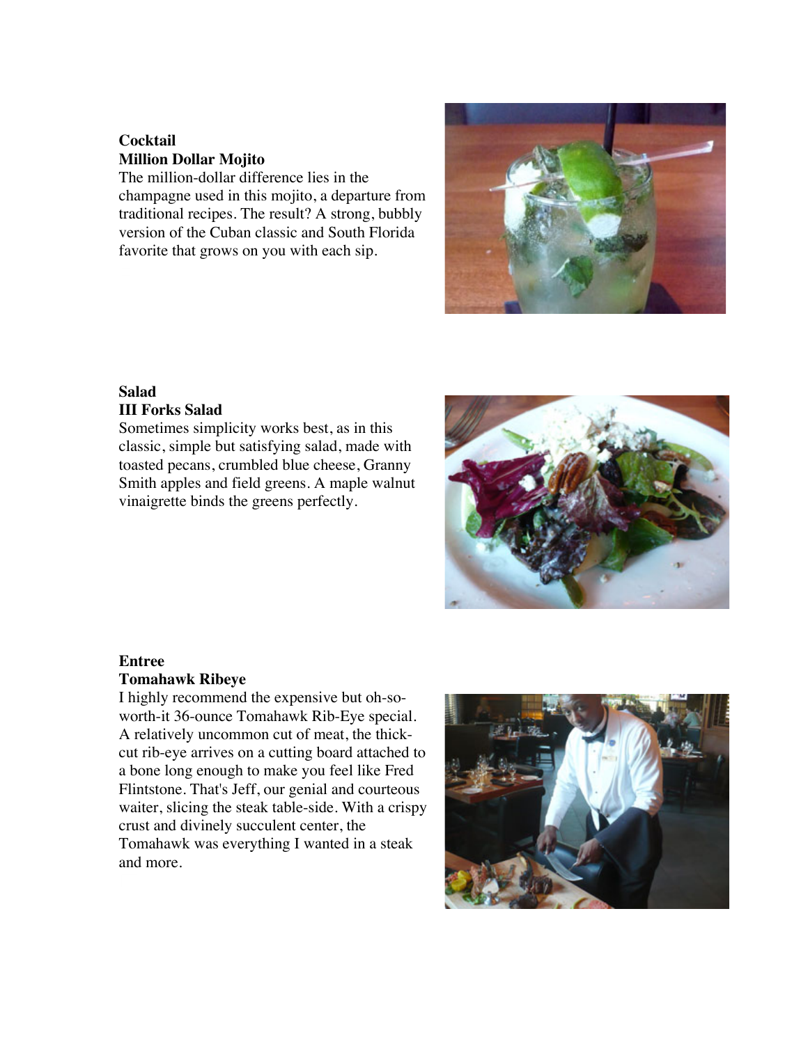**Cocktail**
**Million Dollar Mojito**
The million-dollar difference lies in the champagne used in this mojito, a departure from traditional recipes. The result? A strong, bubbly version of the Cuban classic and South Florida favorite that grows on you with each sip.

**Salad**
**III Forks Salad**
Sometimes simplicity works best, as in this classic, simple but satisfying salad, made with toasted pecans, crumbled blue cheese, Granny Smith apples and field greens. A maple walnut vinaigrette binds the greens perfectly.

**Entree**
**Tomahawk Ribeye**
I highly recommend the expensive but oh-so-worth-it 36-ounce Tomahawk Rib-Eye special. A relatively uncommon cut of meat, the thick-cut rib-eye arrives on a cutting board attached to a bone long enough to make you feel like Fred Flintstone. That's Jeff, our genial and courteous waiter, slicing the steak table-side. With a crispy crust and divinely succulent center, the Tomahawk was everything I wanted in a steak and more.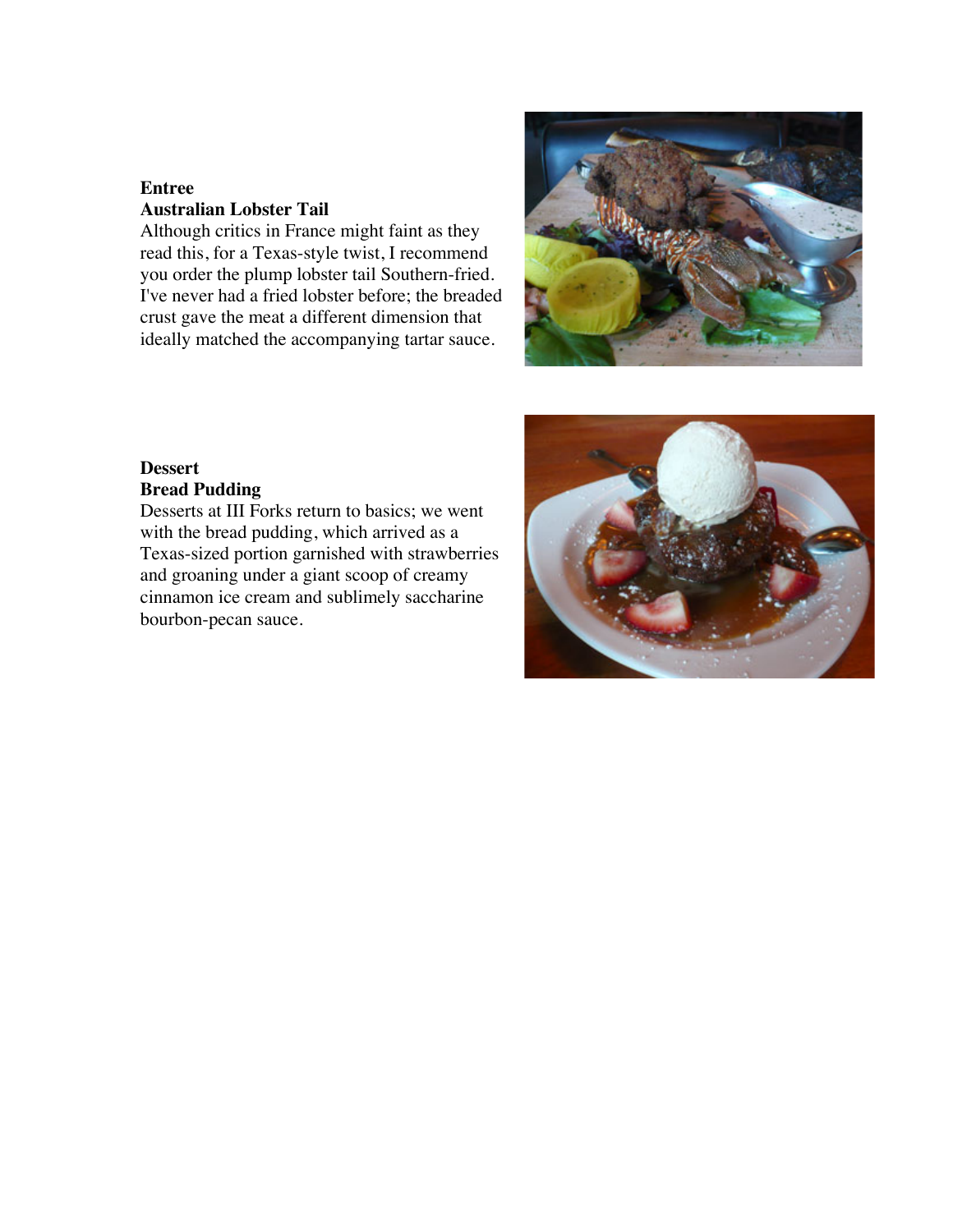**Entree**
**Australian Lobster Tail**
Although critics in France might faint as they read this, for a Texas-style twist, I recommend you order the plump lobster tail Southern-fried. I've never had a fried lobster before; the breaded crust gave the meat a different dimension that ideally matched the accompanying tartar sauce.

**Dessert**
**Bread Pudding**
Desserts at III Forks return to basics; we went with the bread pudding, which arrived as a Texas-sized portion garnished with strawberries and groaning under a giant scoop of creamy cinnamon ice cream and sublimely saccharine bourbon-pecan sauce.